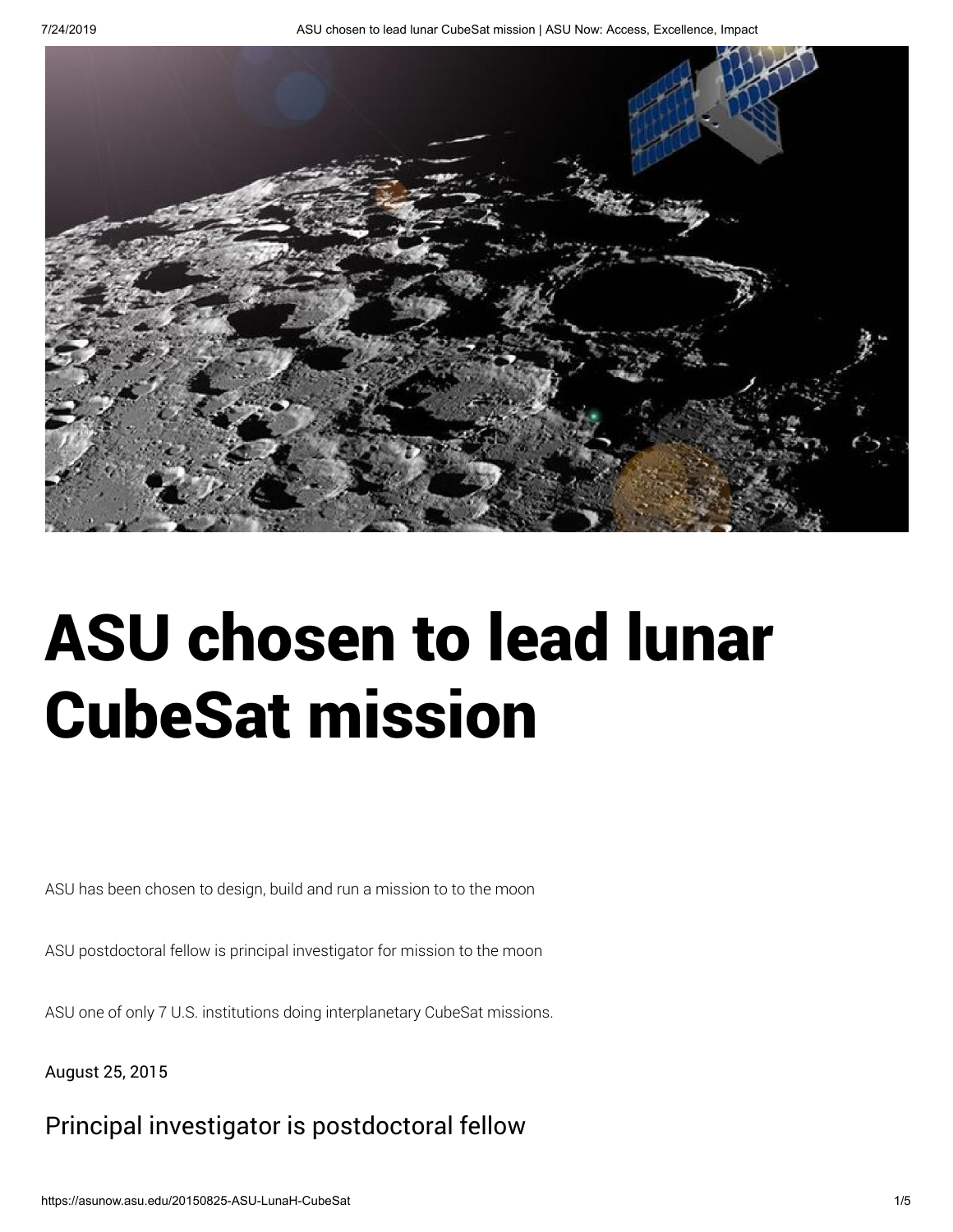# ASU chosen to lead lunar CubeSat mission

ASU has been chosen to design, build and run a mission to to the moon

ASU postdoctoral fellow is principal investigator for mission to the moon

ASU one of only 7 U.S. institutions doing interplanetary CubeSat missions.

August 25, 2015

## Principal investigator is postdoctoral fellow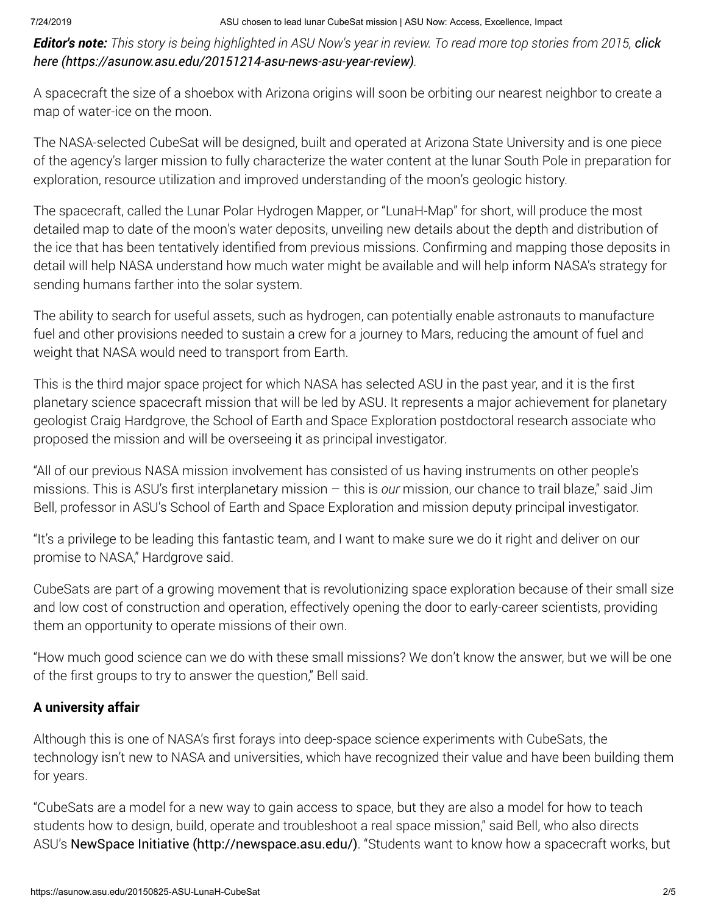***Editor's note:*** *This story is being highlighted in ASU Now's year in review. To read more top stories from 2015,* ***click here (https://asunow.asu.edu/20151214-asu-news-asu-year-review)****.*

A spacecraft the size of a shoebox with Arizona origins will soon be orbiting our nearest neighbor to create a map of water-ice on the moon.

The NASA-selected CubeSat will be designed, built and operated at Arizona State University and is one piece of the agency's larger mission to fully characterize the water content at the lunar South Pole in preparation for exploration, resource utilization and improved understanding of the moon's geologic history.

The spacecraft, called the Lunar Polar Hydrogen Mapper, or "LunaH-Map" for short, will produce the most detailed map to date of the moon's water deposits, unveiling new details about the depth and distribution of the ice that has been tentatively identified from previous missions. Confirming and mapping those deposits in detail will help NASA understand how much water might be available and will help inform NASA's strategy for sending humans farther into the solar system.

The ability to search for useful assets, such as hydrogen, can potentially enable astronauts to manufacture fuel and other provisions needed to sustain a crew for a journey to Mars, reducing the amount of fuel and weight that NASA would need to transport from Earth.

This is the third major space project for which NASA has selected ASU in the past year, and it is the first planetary science spacecraft mission that will be led by ASU. It represents a major achievement for planetary geologist Craig Hardgrove, the School of Earth and Space Exploration postdoctoral research associate who proposed the mission and will be overseeing it as principal investigator.

"All of our previous NASA mission involvement has consisted of us having instruments on other people's missions. This is ASU's first interplanetary mission – this is *our* mission, our chance to trail blaze," said Jim Bell, professor in ASU's School of Earth and Space Exploration and mission deputy principal investigator.

"It's a privilege to be leading this fantastic team, and I want to make sure we do it right and deliver on our promise to NASA," Hardgrove said.

CubeSats are part of a growing movement that is revolutionizing space exploration because of their small size and low cost of construction and operation, effectively opening the door to early-career scientists, providing them an opportunity to operate missions of their own.

"How much good science can we do with these small missions? We don't know the answer, but we will be one of the first groups to try to answer the question," Bell said.

**A university affair**

Although this is one of NASA's first forays into deep-space science experiments with CubeSats, the technology isn't new to NASA and universities, which have recognized their value and have been building them for years.

"CubeSats are a model for a new way to gain access to space, but they are also a model for how to teach students how to design, build, operate and troubleshoot a real space mission," said Bell, who also directs ASU's NewSpace Initiative (http://newspace.asu.edu/). "Students want to know how a spacecraft works, but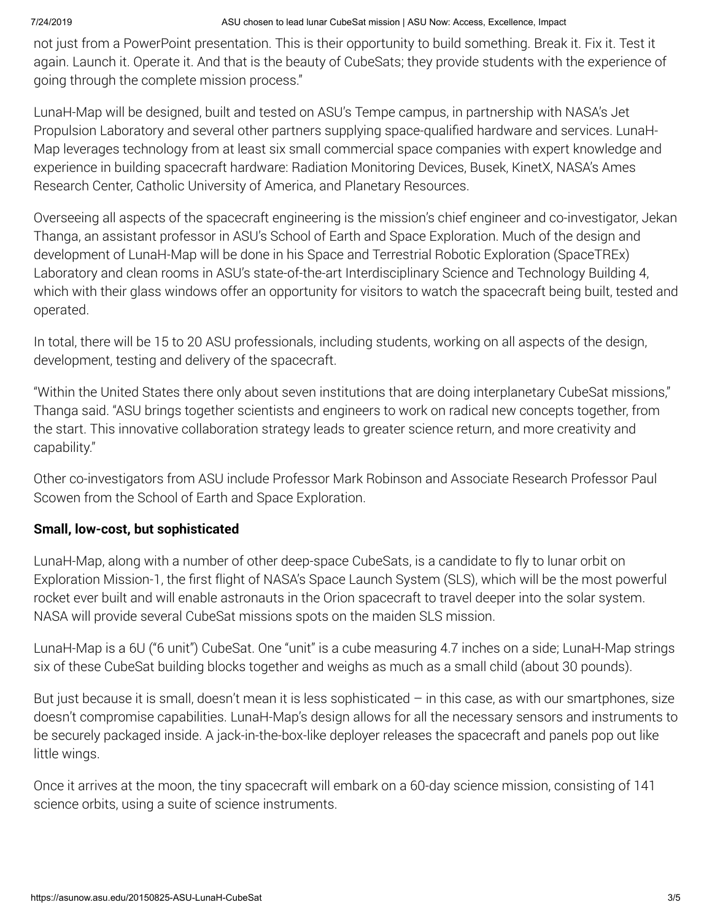not just from a PowerPoint presentation. This is their opportunity to build something. Break it. Fix it. Test it again. Launch it. Operate it. And that is the beauty of CubeSats; they provide students with the experience of going through the complete mission process."

LunaH-Map will be designed, built and tested on ASU's Tempe campus, in partnership with NASA's Jet Propulsion Laboratory and several other partners supplying space-qualified hardware and services. LunaH-Map leverages technology from at least six small commercial space companies with expert knowledge and experience in building spacecraft hardware: Radiation Monitoring Devices, Busek, KinetX, NASA's Ames Research Center, Catholic University of America, and Planetary Resources.

Overseeing all aspects of the spacecraft engineering is the mission's chief engineer and co-investigator, Jekan Thanga, an assistant professor in ASU's School of Earth and Space Exploration. Much of the design and development of LunaH-Map will be done in his Space and Terrestrial Robotic Exploration (SpaceTREx) Laboratory and clean rooms in ASU's state-of-the-art Interdisciplinary Science and Technology Building 4, which with their glass windows offer an opportunity for visitors to watch the spacecraft being built, tested and operated.

In total, there will be 15 to 20 ASU professionals, including students, working on all aspects of the design, development, testing and delivery of the spacecraft.

"Within the United States there only about seven institutions that are doing interplanetary CubeSat missions," Thanga said. "ASU brings together scientists and engineers to work on radical new concepts together, from the start. This innovative collaboration strategy leads to greater science return, and more creativity and capability."

Other co-investigators from ASU include Professor Mark Robinson and Associate Research Professor Paul Scowen from the School of Earth and Space Exploration.

**Small, low-cost, but sophisticated**

LunaH-Map, along with a number of other deep-space CubeSats, is a candidate to fly to lunar orbit on Exploration Mission-1, the first flight of NASA's Space Launch System (SLS), which will be the most powerful rocket ever built and will enable astronauts in the Orion spacecraft to travel deeper into the solar system. NASA will provide several CubeSat missions spots on the maiden SLS mission.

LunaH-Map is a 6U ("6 unit") CubeSat. One "unit" is a cube measuring 4.7 inches on a side; LunaH-Map strings six of these CubeSat building blocks together and weighs as much as a small child (about 30 pounds).

But just because it is small, doesn't mean it is less sophisticated – in this case, as with our smartphones, size doesn't compromise capabilities. LunaH-Map's design allows for all the necessary sensors and instruments to be securely packaged inside. A jack-in-the-box-like deployer releases the spacecraft and panels pop out like little wings.

Once it arrives at the moon, the tiny spacecraft will embark on a 60-day science mission, consisting of 141 science orbits, using a suite of science instruments.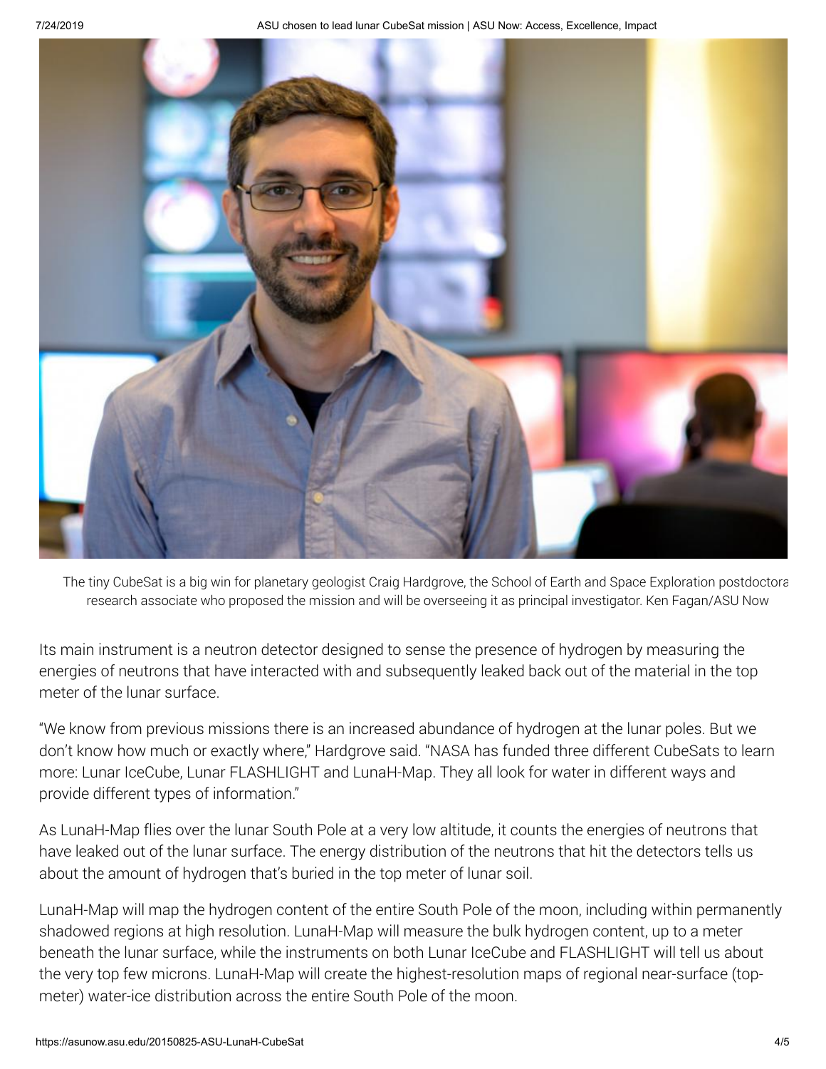The tiny CubeSat is a big win for planetary geologist Craig Hardgrove, the School of Earth and Space Exploration postdoctoral research associate who proposed the mission and will be overseeing it as principal investigator. Ken Fagan/ASU Now

Its main instrument is a neutron detector designed to sense the presence of hydrogen by measuring the energies of neutrons that have interacted with and subsequently leaked back out of the material in the top meter of the lunar surface.

"We know from previous missions there is an increased abundance of hydrogen at the lunar poles. But we don't know how much or exactly where," Hardgrove said. "NASA has funded three different CubeSats to learn more: Lunar IceCube, Lunar FLASHLIGHT and LunaH-Map. They all look for water in different ways and provide different types of information."

As LunaH-Map flies over the lunar South Pole at a very low altitude, it counts the energies of neutrons that have leaked out of the lunar surface. The energy distribution of the neutrons that hit the detectors tells us about the amount of hydrogen that's buried in the top meter of lunar soil.

LunaH-Map will map the hydrogen content of the entire South Pole of the moon, including within permanently shadowed regions at high resolution. LunaH-Map will measure the bulk hydrogen content, up to a meter beneath the lunar surface, while the instruments on both Lunar IceCube and FLASHLIGHT will tell us about the very top few microns. LunaH-Map will create the highest-resolution maps of regional near-surface (top-meter) water-ice distribution across the entire South Pole of the moon.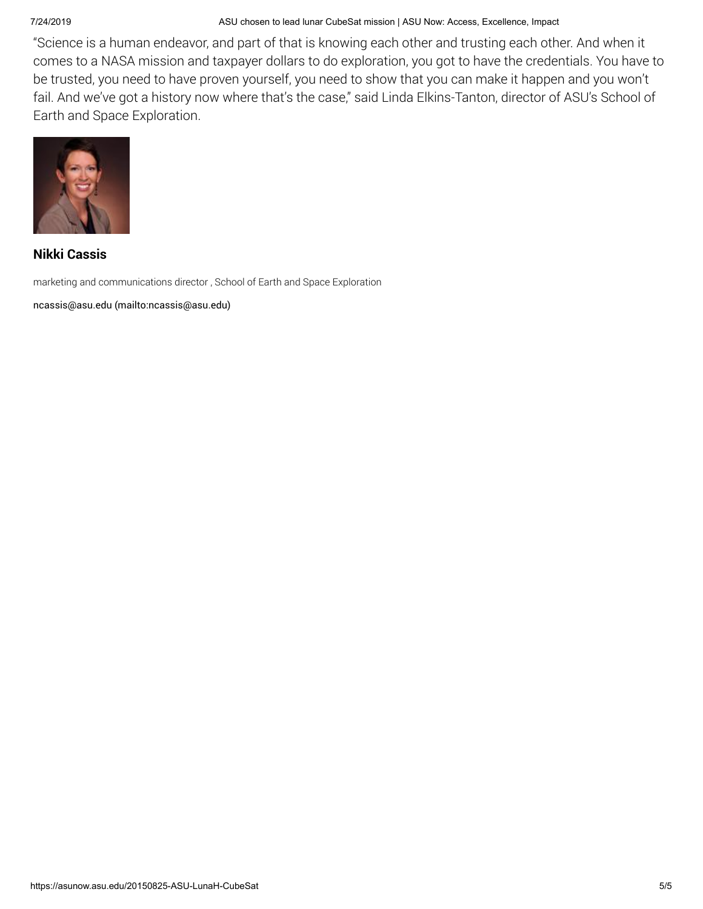"Science is a human endeavor, and part of that is knowing each other and trusting each other. And when it comes to a NASA mission and taxpayer dollars to do exploration, you got to have the credentials. You have to be trusted, you need to have proven yourself, you need to show that you can make it happen and you won't fail. And we've got a history now where that's the case," said Linda Elkins-Tanton, director of ASU's School of Earth and Space Exploration.

**Nikki Cassis**

marketing and communications director , School of Earth and Space Exploration

ncassis@asu.edu (mailto:ncassis@asu.edu)